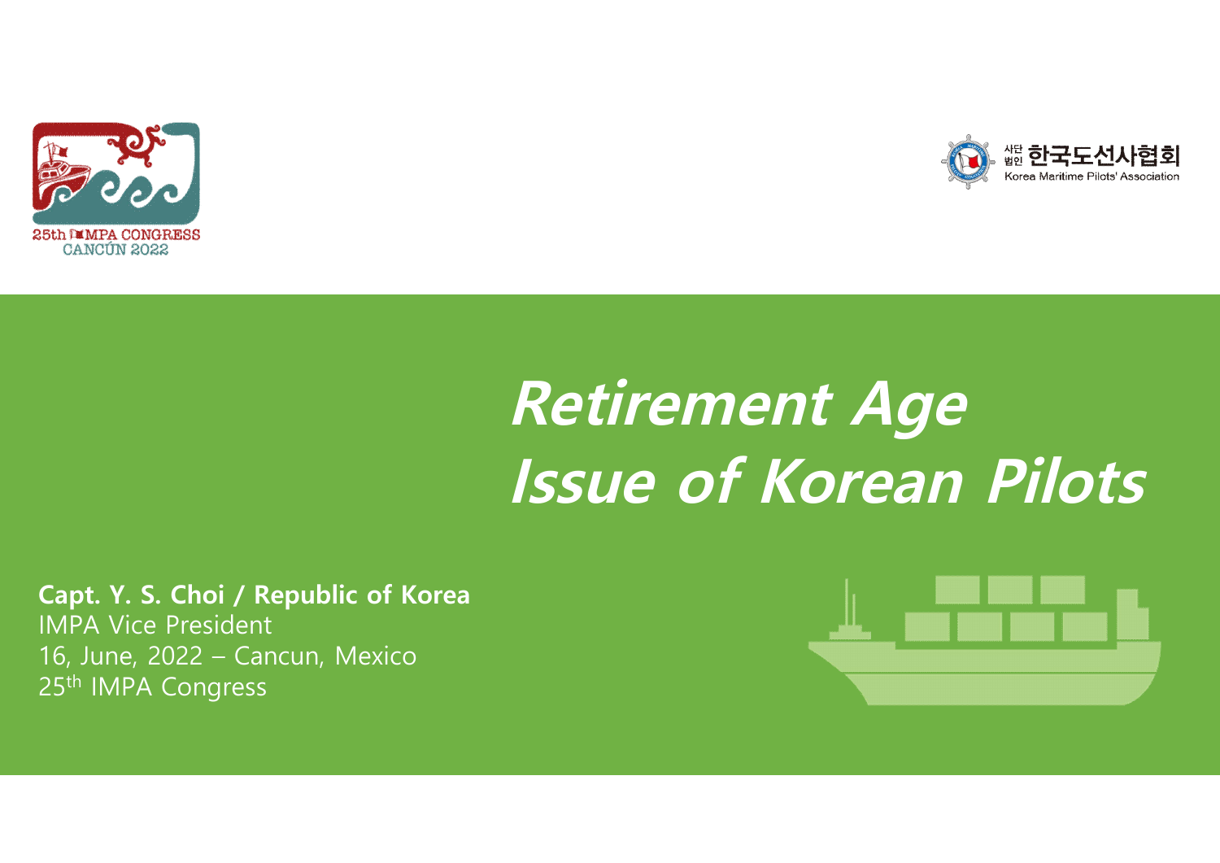25th IMPA CONGRESS
CANCÚN 2022

사단법인 한국도선사협회
Korea Maritime Pilots' Association

# Retirement Age Issue of Korean Pilots

**Capt. Y. S. Choi / Republic of Korea**
IMPA Vice President
16, June, 2022 – Cancun, Mexico
25th IMPA Congress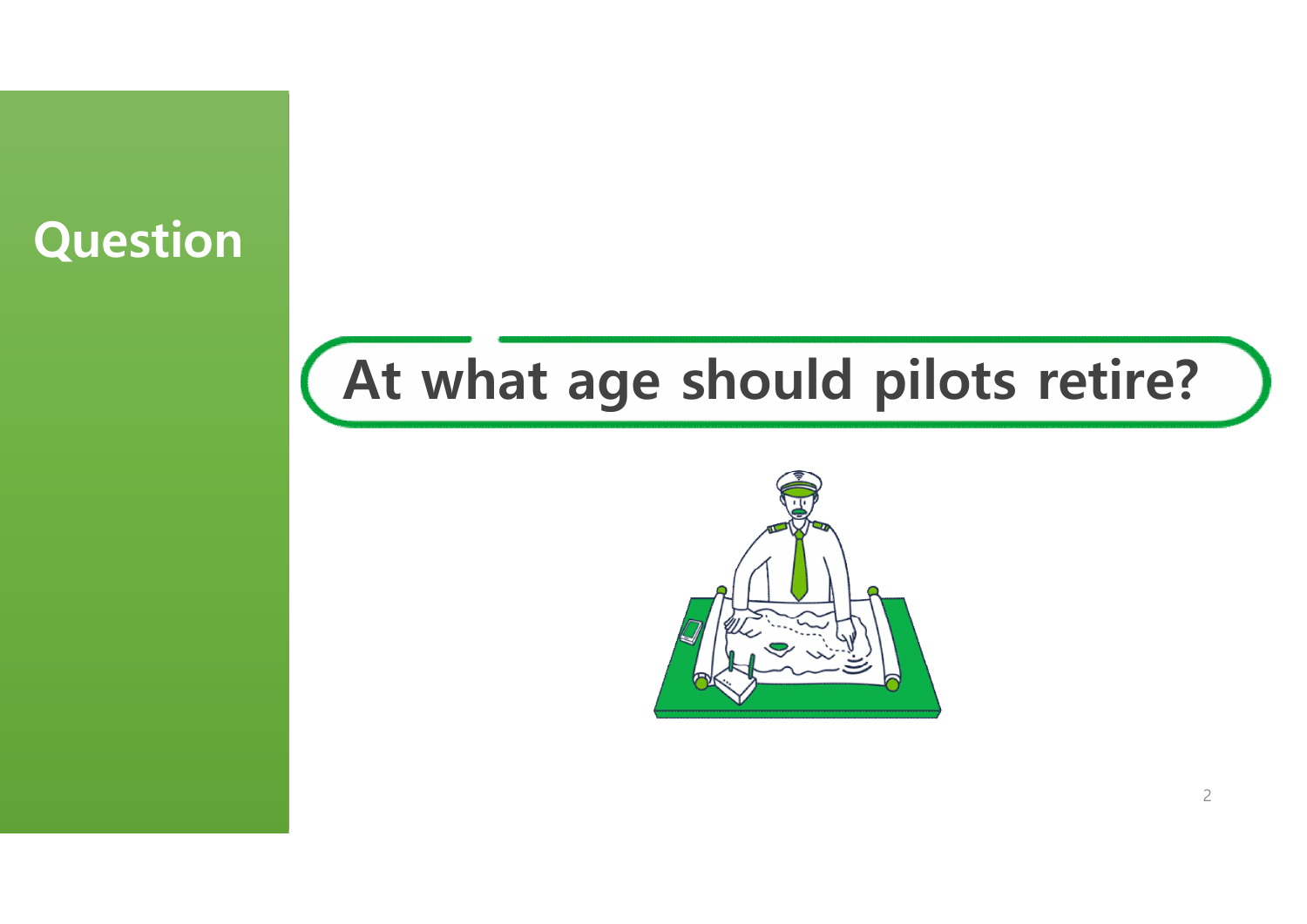## Question

**At what age should pilots retire?**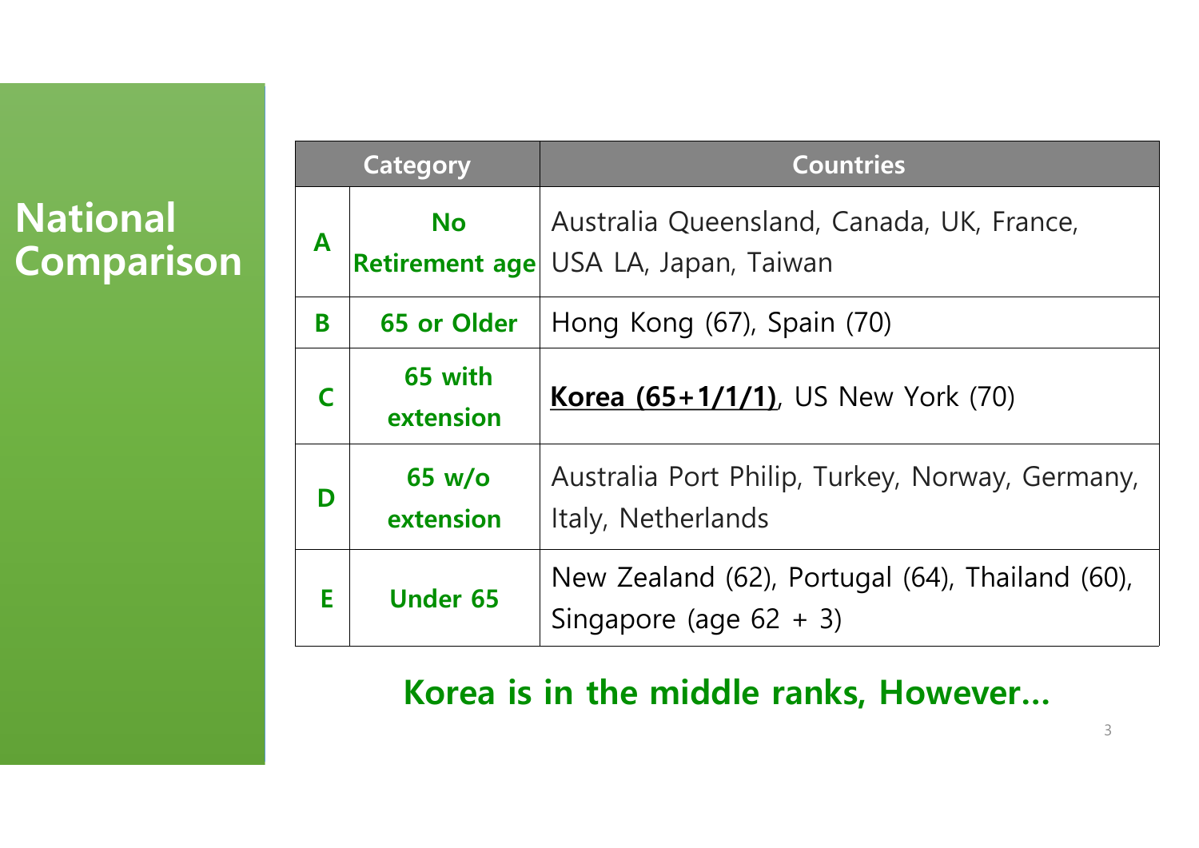# National Comparison

| Category | | Countries |
|---|---|---|
| A | No Retirement age | Australia Queensland, Canada, UK, France, USA LA, Japan, Taiwan |
| B | 65 or Older | Hong Kong (67), Spain (70) |
| C | 65 with extension | **Korea (65+1/1/1)**, US New York (70) |
| D | 65 w/o extension | Australia Port Philip, Turkey, Norway, Germany, Italy, Netherlands |
| E | Under 65 | New Zealand (62), Portugal (64), Thailand (60), Singapore (age 62 + 3) |

**Korea is in the middle ranks, However…**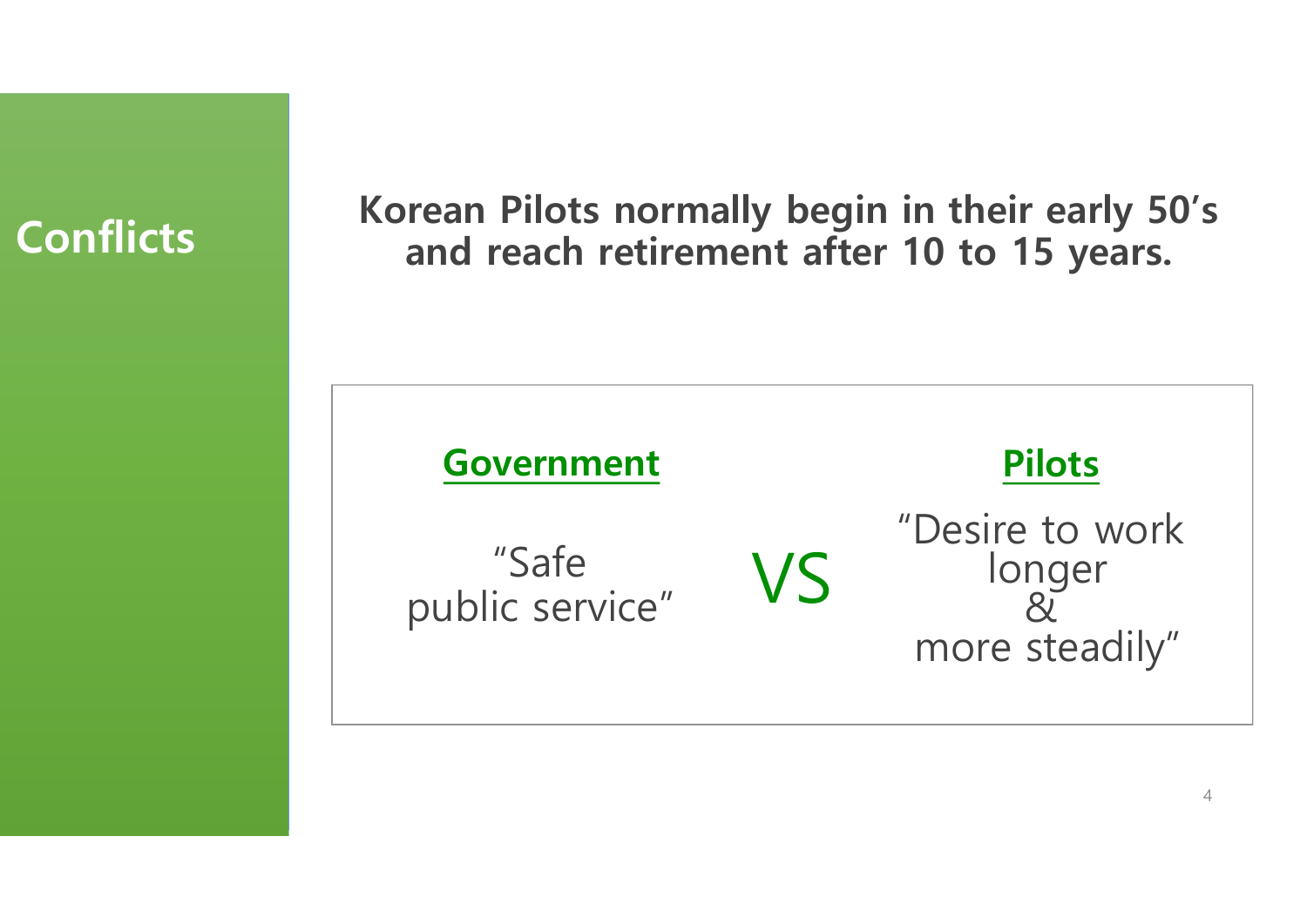# Conflicts

**Korean Pilots normally begin in their early 50's and reach retirement after 10 to 15 years.**

| Government | | Pilots |
| --- | --- | --- |
| "Safe public service" | VS | "Desire to work longer & more steadily" |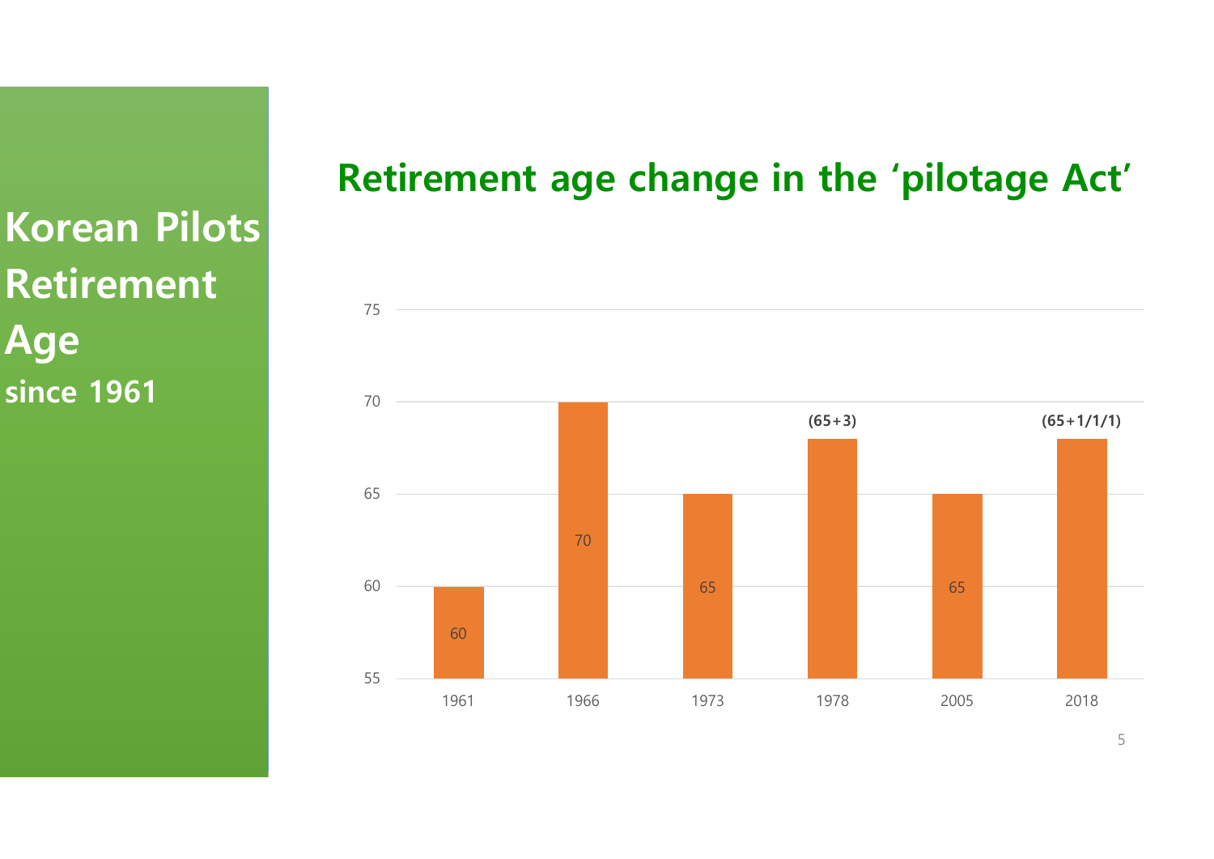# Korean Pilots Retirement Age

**since 1961**

## Retirement age change in the 'pilotage Act'

| Year | Retirement age |
|---|---|
| 1961 | 60 |
| 1966 | 70 |
| 1973 | 65 |
| 1978 | (65+3) |
| 2005 | 65 |
| 2018 | (65+1/1/1) |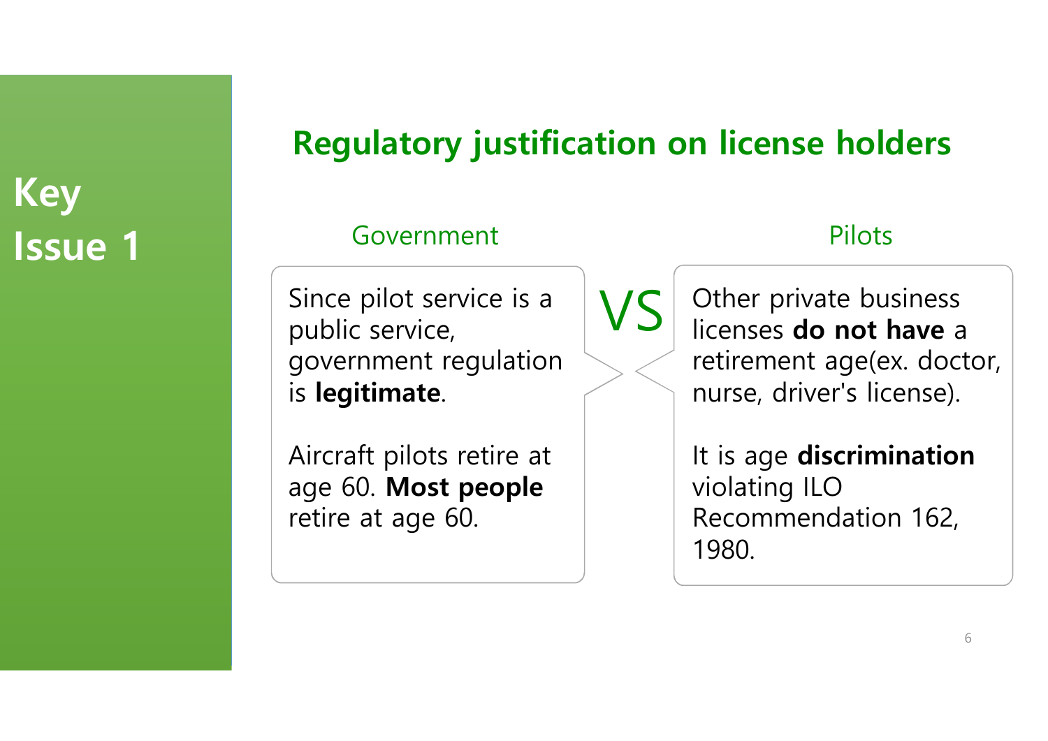# Key Issue 1

## Regulatory justification on license holders

### Government

Since pilot service is a public service, government regulation is **legitimate**.

Aircraft pilots retire at age 60. **Most people** retire at age 60.

VS

### Pilots

Other private business licenses **do not have** a retirement age(ex. doctor, nurse, driver's license).

It is age **discrimination** violating ILO Recommendation 162, 1980.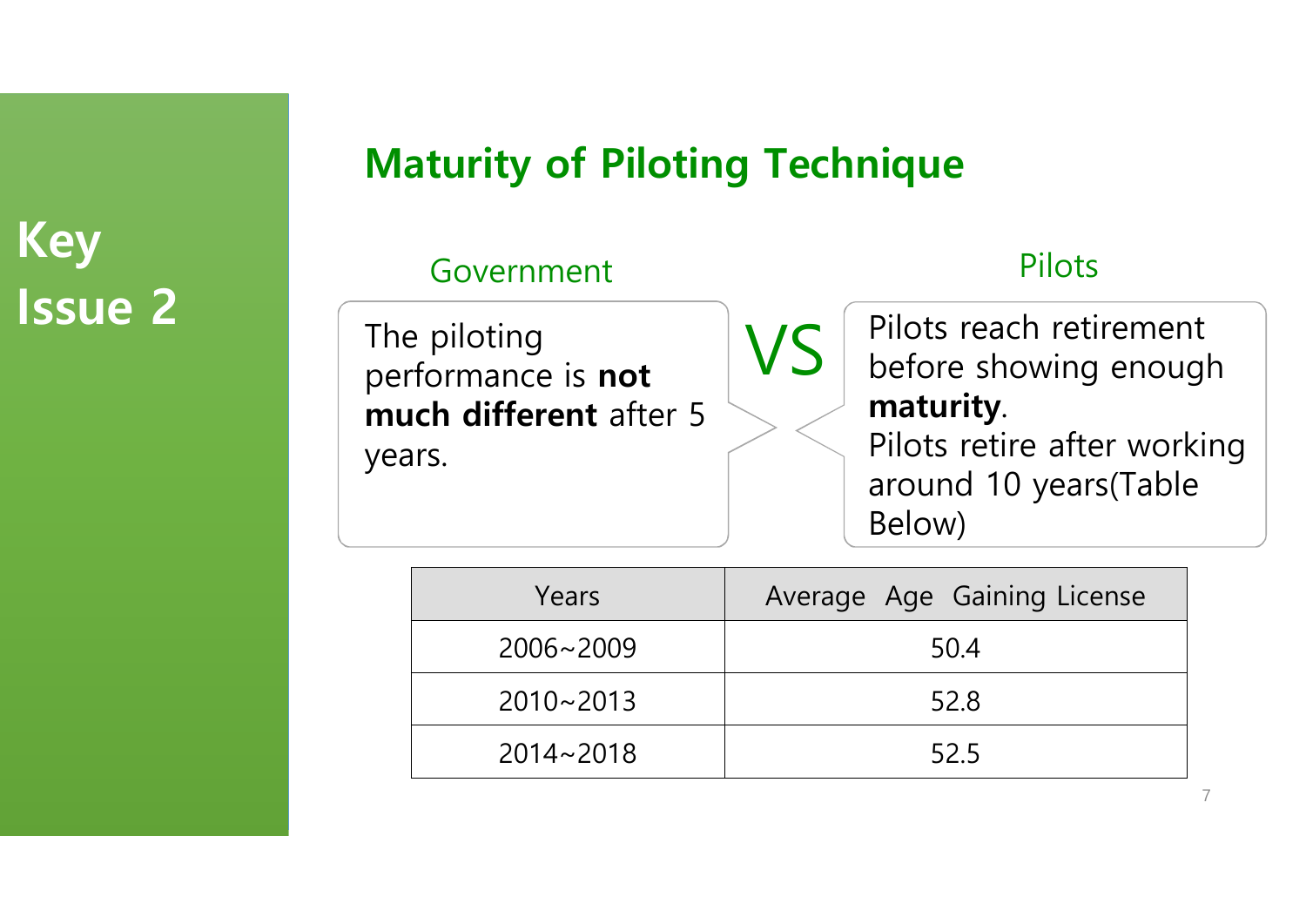# Key Issue 2

## Maturity of Piloting Technique

**Government**

The piloting performance is **not much different** after 5 years.

VS

**Pilots**

Pilots reach retirement before showing enough **maturity**.
Pilots retire after working around 10 years(Table Below)

| Years | Average Age Gaining License |
|---|---|
| 2006~2009 | 50.4 |
| 2010~2013 | 52.8 |
| 2014~2018 | 52.5 |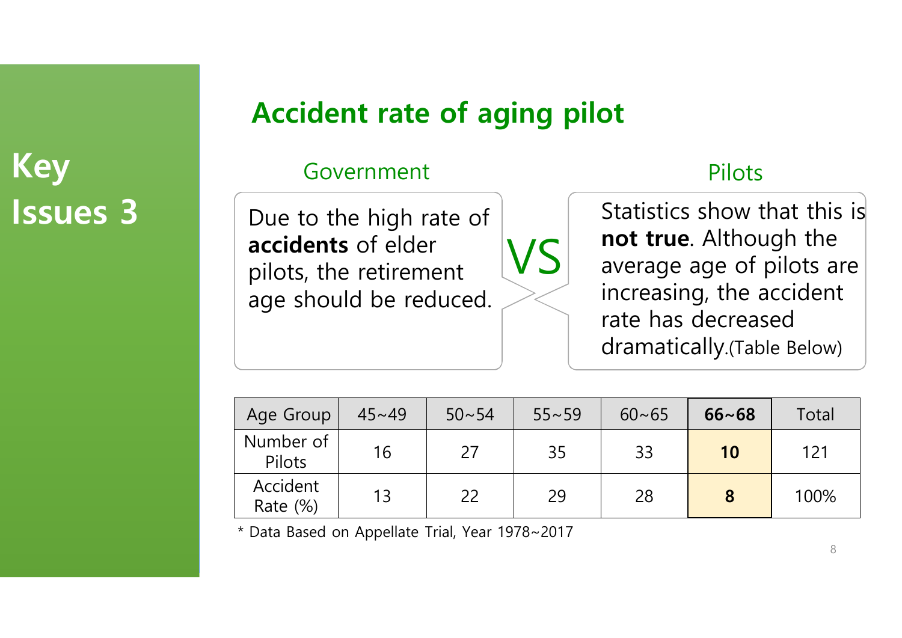# Key Issues 3

## Accident rate of aging pilot

**Government**

Due to the high rate of **accidents** of elder pilots, the retirement age should be reduced.

VS

**Pilots**

Statistics show that this is **not true**. Although the average age of pilots are increasing, the accident rate has decreased dramatically.(Table Below)

| Age Group | 45~49 | 50~54 | 55~59 | 60~65 | **66~68** | Total |
|---|---|---|---|---|---|---|
| Number of Pilots | 16 | 27 | 35 | 33 | **10** | 121 |
| Accident Rate (%) | 13 | 22 | 29 | 28 | **8** | 100% |

* Data Based on Appellate Trial, Year 1978~2017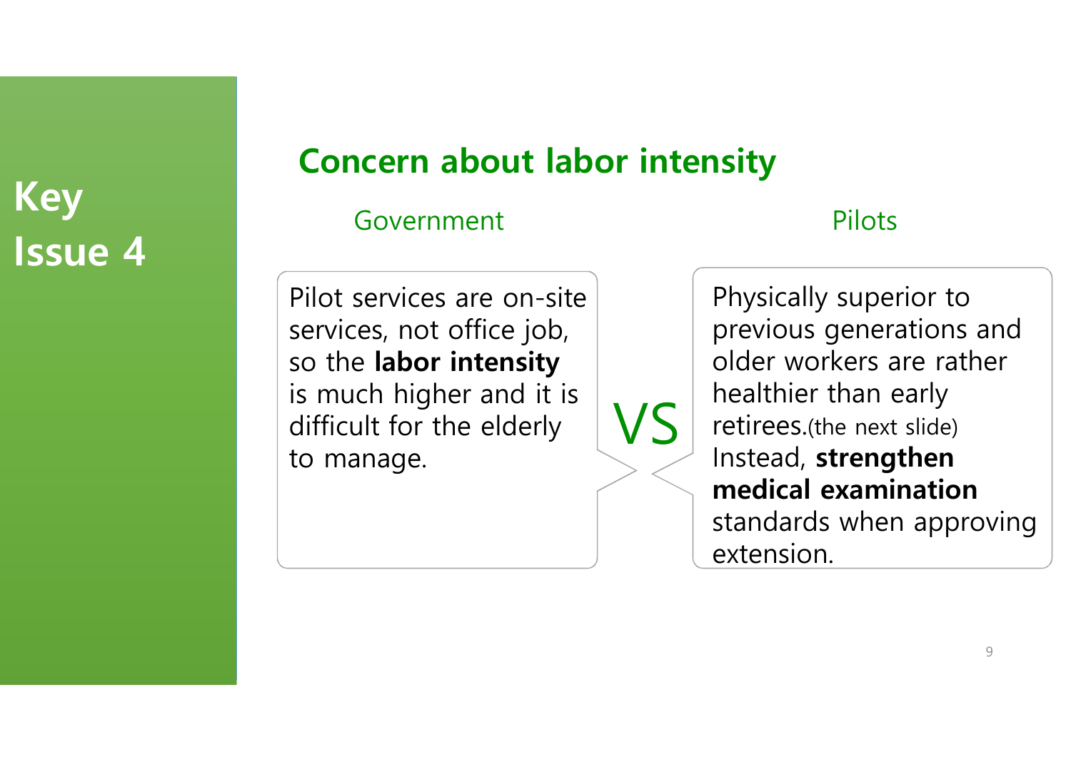# Key Issue 4

## Concern about labor intensity

| Government | | Pilots |
|---|---|---|
| Pilot services are on-site services, not office job, so the **labor intensity** is much higher and it is difficult for the elderly to manage. | VS | Physically superior to previous generations and older workers are rather healthier than early retirees.(the next slide) Instead, **strengthen medical examination** standards when approving extension. |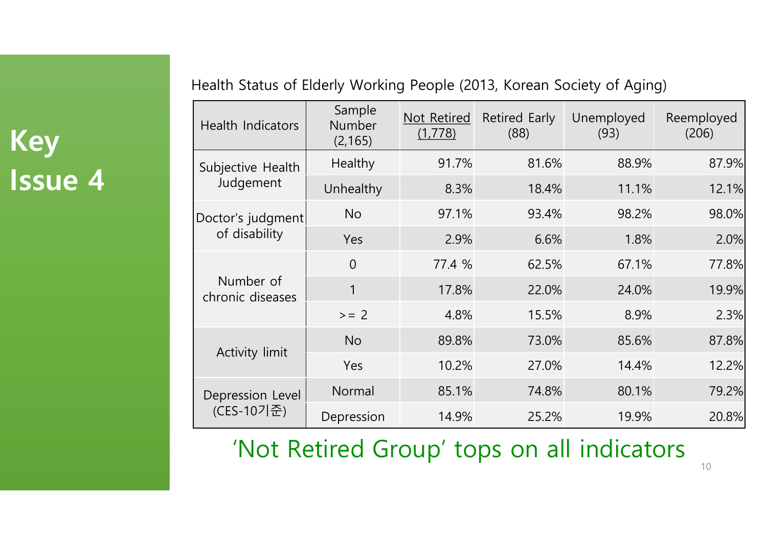# Key Issue 4

Health Status of Elderly Working People (2013, Korean Society of Aging)

| Health Indicators | Sample Number (2,165) | Not Retired (1,778) | Retired Early (88) | Unemployed (93) | Reemployed (206) |
|---|---|---|---|---|---|
| Subjective Health Judgement | Healthy | 91.7% | 81.6% | 88.9% | 87.9% |
| | Unhealthy | 8.3% | 18.4% | 11.1% | 12.1% |
| Doctor's judgment of disability | No | 97.1% | 93.4% | 98.2% | 98.0% |
| | Yes | 2.9% | 6.6% | 1.8% | 2.0% |
| Number of chronic diseases | 0 | 77.4 % | 62.5% | 67.1% | 77.8% |
| | 1 | 17.8% | 22.0% | 24.0% | 19.9% |
| | >= 2 | 4.8% | 15.5% | 8.9% | 2.3% |
| Activity limit | No | 89.8% | 73.0% | 85.6% | 87.8% |
| | Yes | 10.2% | 27.0% | 14.4% | 12.2% |
| Depression Level (CES-10기준) | Normal | 85.1% | 74.8% | 80.1% | 79.2% |
| | Depression | 14.9% | 25.2% | 19.9% | 20.8% |

'Not Retired Group' tops on all indicators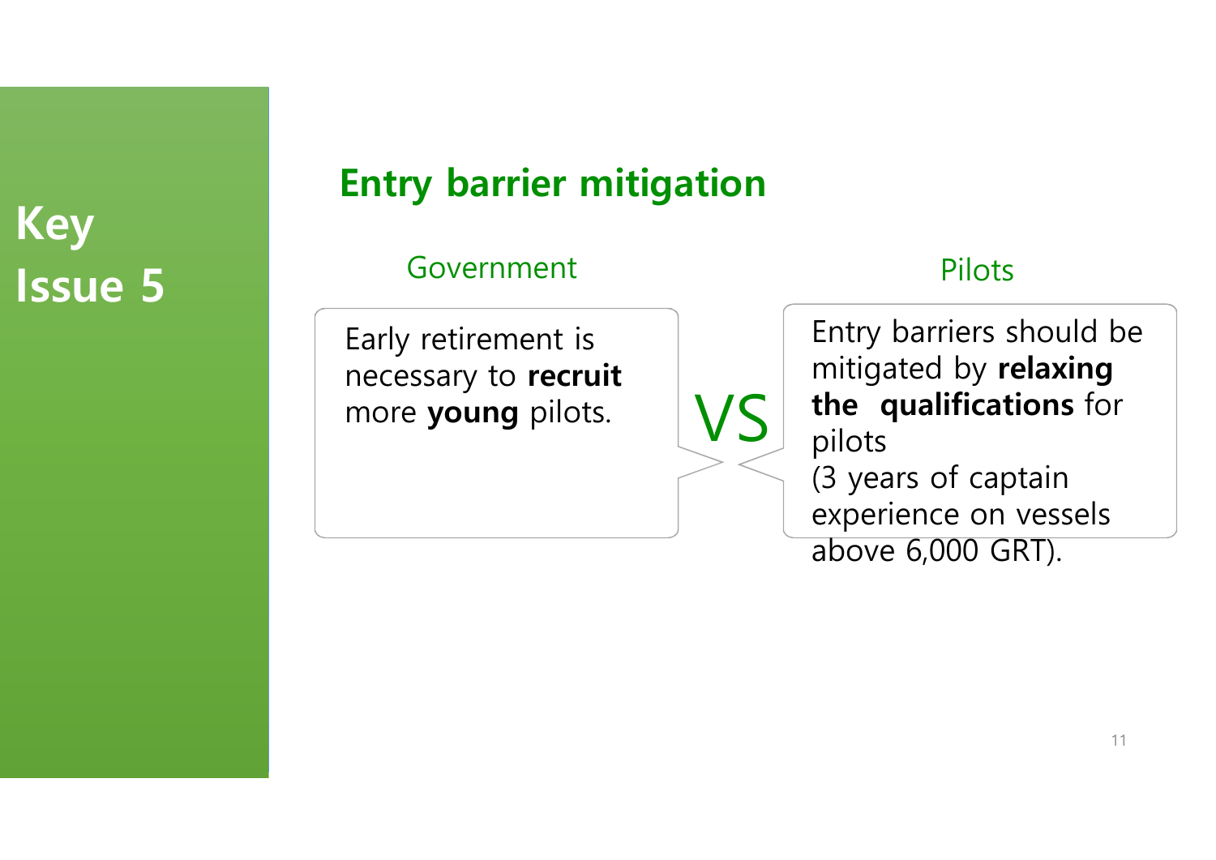# Key Issue 5

## Entry barrier mitigation

**Government**

Early retirement is necessary to **recruit** more **young** pilots.

VS

**Pilots**

Entry barriers should be mitigated by **relaxing the qualifications** for pilots (3 years of captain experience on vessels above 6,000 GRT).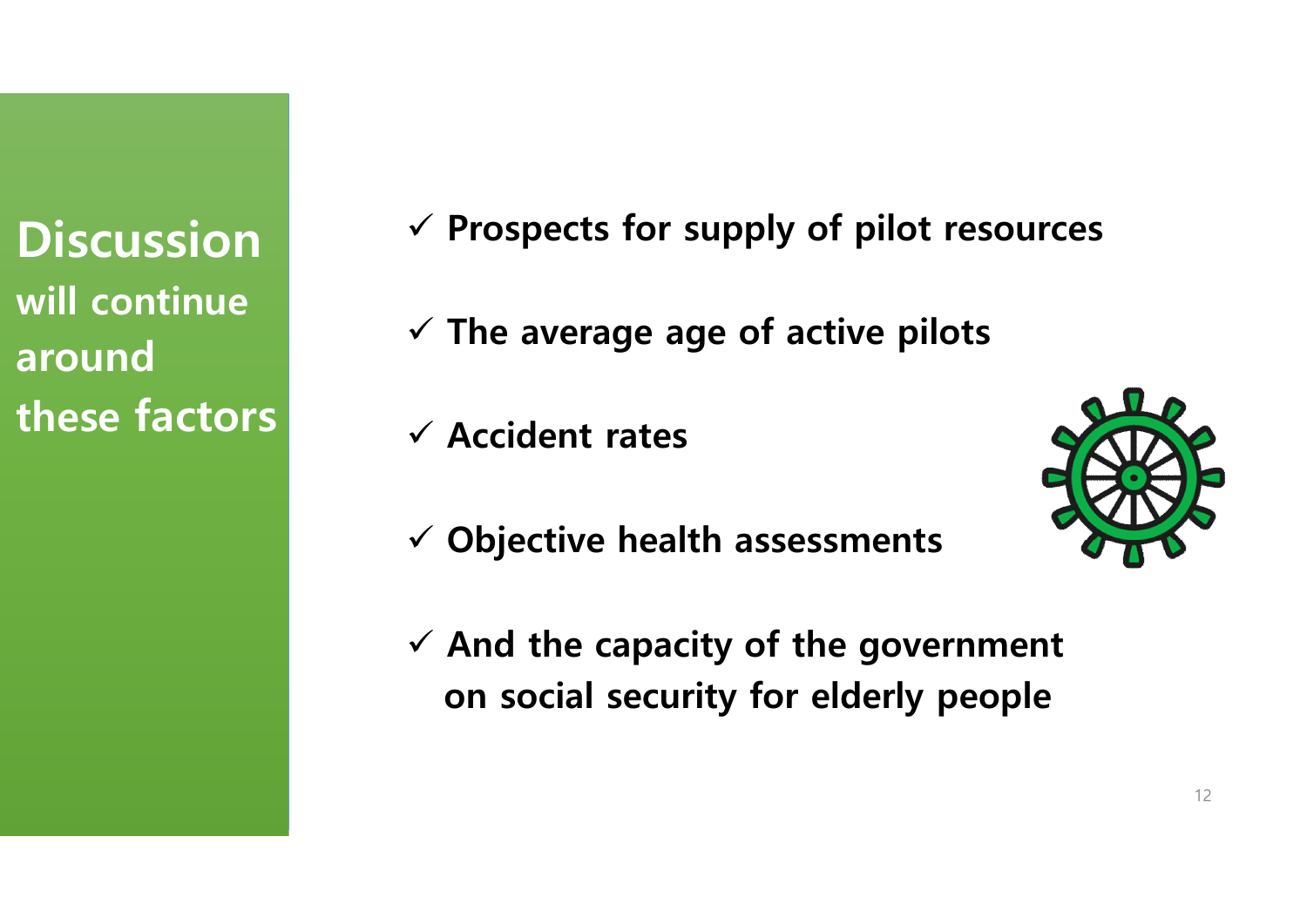**Discussion will continue around these factors**

- ✓ **Prospects for supply of pilot resources**
- ✓ **The average age of active pilots**
- ✓ **Accident rates**
- ✓ **Objective health assessments**
- ✓ **And the capacity of the government on social security for elderly people**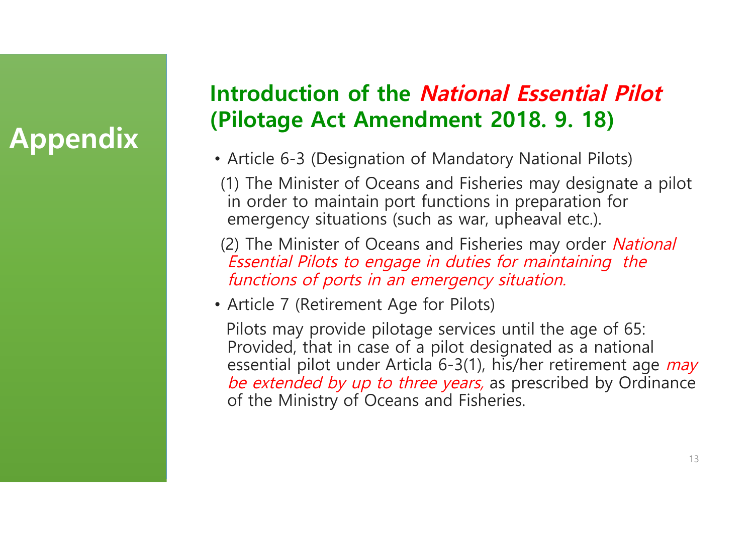# Appendix

## Introduction of the *National Essential Pilot* (Pilotage Act Amendment 2018. 9. 18)

- Article 6-3 (Designation of Mandatory National Pilots)

  (1) The Minister of Oceans and Fisheries may designate a pilot in order to maintain port functions in preparation for emergency situations (such as war, upheaval etc.).

  (2) The Minister of Oceans and Fisheries may order *National Essential Pilots to engage in duties for maintaining the functions of ports in an emergency situation.*

- Article 7 (Retirement Age for Pilots)

  Pilots may provide pilotage services until the age of 65: Provided, that in case of a pilot designated as a national essential pilot under Articla 6-3(1), his/her retirement age *may be extended by up to three years,* as prescribed by Ordinance of the Ministry of Oceans and Fisheries.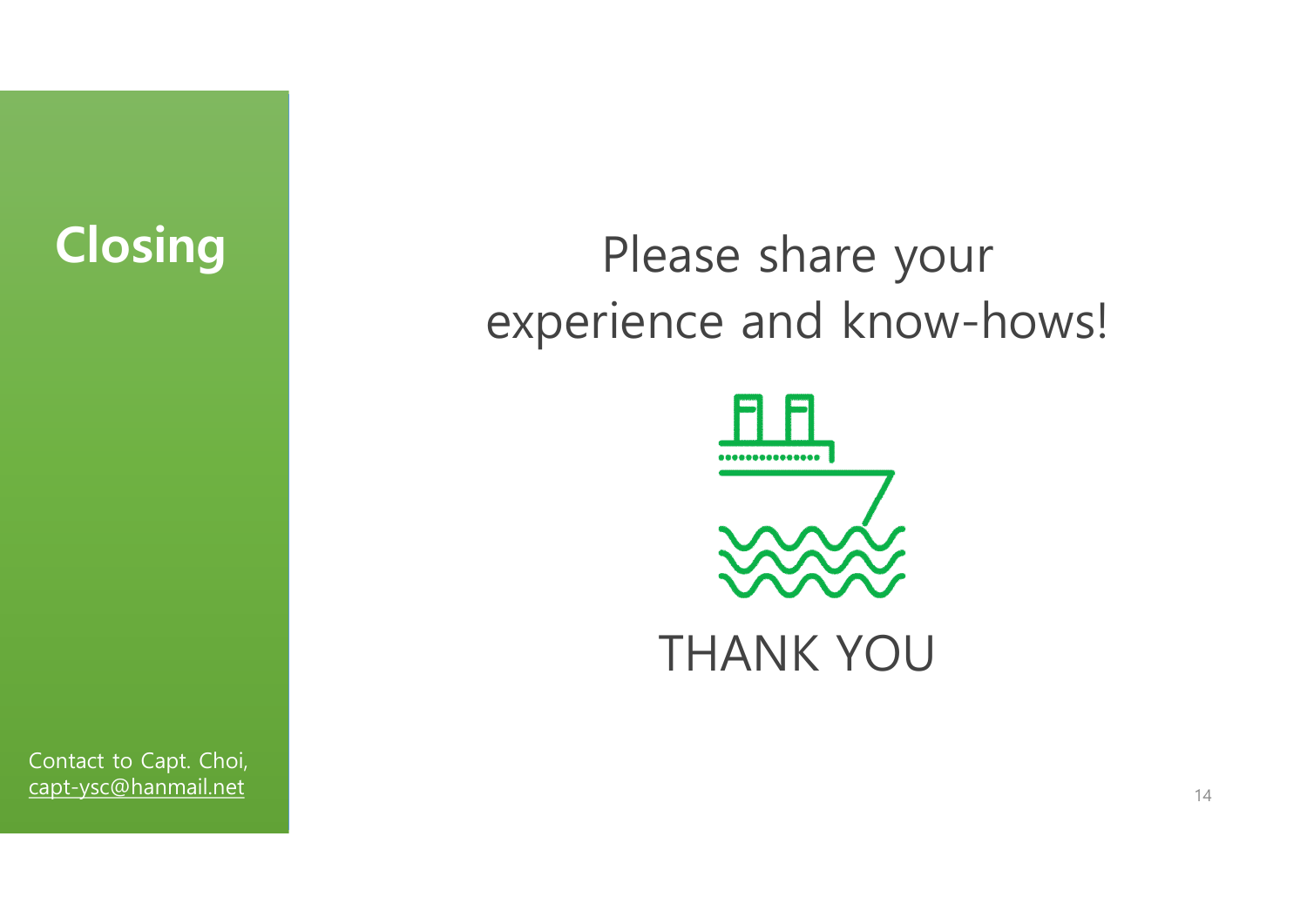# Closing

Please share your experience and know-hows!

THANK YOU

Contact to Capt. Choi, capt-ysc@hanmail.net